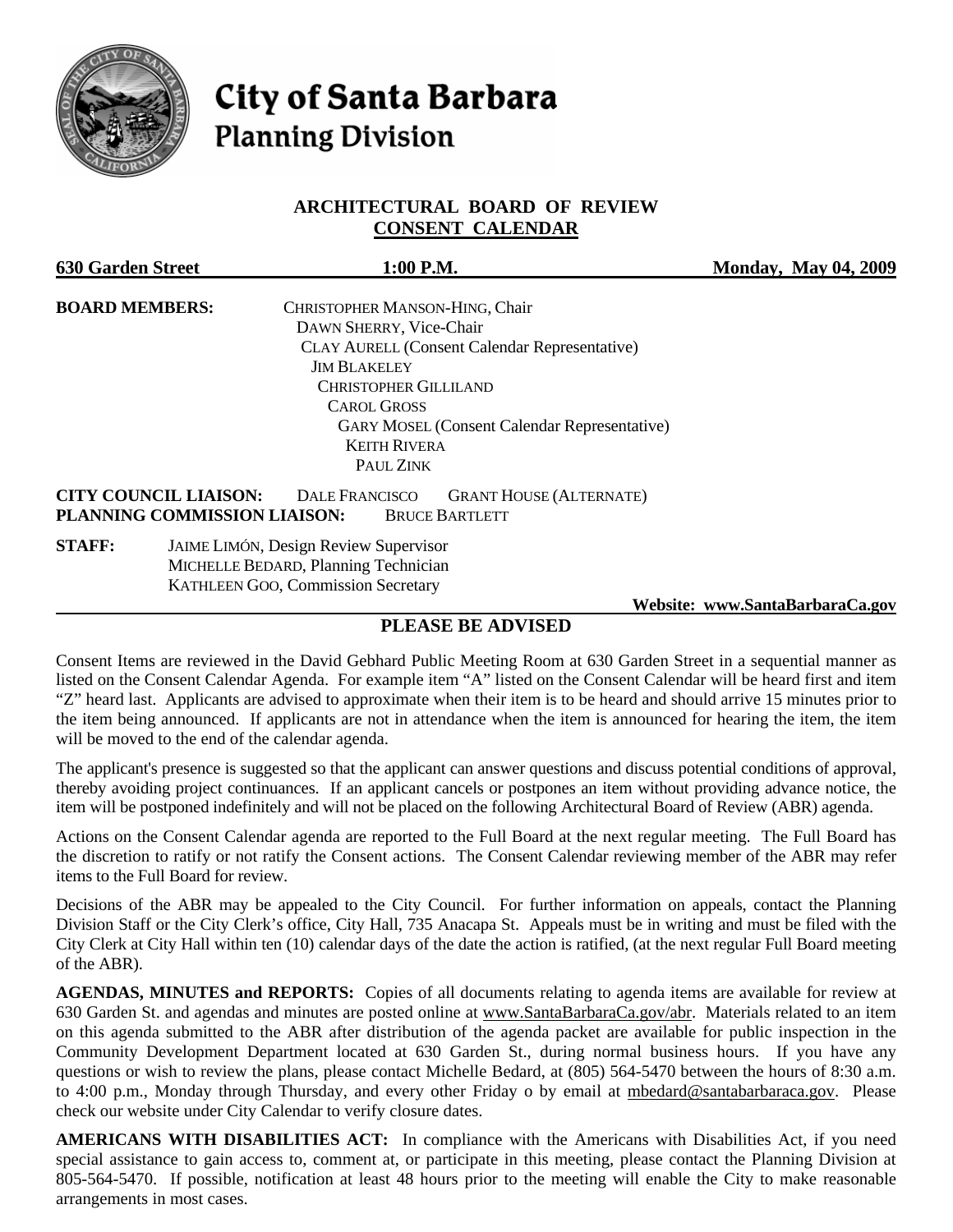# City of Santa Barbara
## Planning Division

### ARCHITECTURAL BOARD OF REVIEW
### CONSENT CALENDAR

**630 Garden Street** **1:00 P.M.** **Monday, May 04, 2009**

**BOARD MEMBERS:**
CHRISTOPHER MANSON-HING, Chair
DAWN SHERRY, Vice-Chair
CLAY AURELL (Consent Calendar Representative)
JIM BLAKELEY
CHRISTOPHER GILLILAND
CAROL GROSS
GARY MOSEL (Consent Calendar Representative)
KEITH RIVERA
PAUL ZINK

**CITY COUNCIL LIAISON:** DALE FRANCISCO GRANT HOUSE (ALTERNATE)
**PLANNING COMMISSION LIAISON:** BRUCE BARTLETT

**STAFF:**
JAIME LIMÓN, Design Review Supervisor
MICHELLE BEDARD, Planning Technician
KATHLEEN GOO, Commission Secretary

**Website: www.SantaBarbaraCa.gov**

### PLEASE BE ADVISED

Consent Items are reviewed in the David Gebhard Public Meeting Room at 630 Garden Street in a sequential manner as listed on the Consent Calendar Agenda. For example item "A" listed on the Consent Calendar will be heard first and item "Z" heard last. Applicants are advised to approximate when their item is to be heard and should arrive 15 minutes prior to the item being announced. If applicants are not in attendance when the item is announced for hearing the item, the item will be moved to the end of the calendar agenda.

The applicant's presence is suggested so that the applicant can answer questions and discuss potential conditions of approval, thereby avoiding project continuances. If an applicant cancels or postpones an item without providing advance notice, the item will be postponed indefinitely and will not be placed on the following Architectural Board of Review (ABR) agenda.

Actions on the Consent Calendar agenda are reported to the Full Board at the next regular meeting. The Full Board has the discretion to ratify or not ratify the Consent actions. The Consent Calendar reviewing member of the ABR may refer items to the Full Board for review.

Decisions of the ABR may be appealed to the City Council. For further information on appeals, contact the Planning Division Staff or the City Clerk's office, City Hall, 735 Anacapa St. Appeals must be in writing and must be filed with the City Clerk at City Hall within ten (10) calendar days of the date the action is ratified, (at the next regular Full Board meeting of the ABR).

**AGENDAS, MINUTES and REPORTS:** Copies of all documents relating to agenda items are available for review at 630 Garden St. and agendas and minutes are posted online at www.SantaBarbaraCa.gov/abr. Materials related to an item on this agenda submitted to the ABR after distribution of the agenda packet are available for public inspection in the Community Development Department located at 630 Garden St., during normal business hours. If you have any questions or wish to review the plans, please contact Michelle Bedard, at (805) 564-5470 between the hours of 8:30 a.m. to 4:00 p.m., Monday through Thursday, and every other Friday o by email at mbedard@santabarbaraca.gov. Please check our website under City Calendar to verify closure dates.

**AMERICANS WITH DISABILITIES ACT:** In compliance with the Americans with Disabilities Act, if you need special assistance to gain access to, comment at, or participate in this meeting, please contact the Planning Division at 805-564-5470. If possible, notification at least 48 hours prior to the meeting will enable the City to make reasonable arrangements in most cases.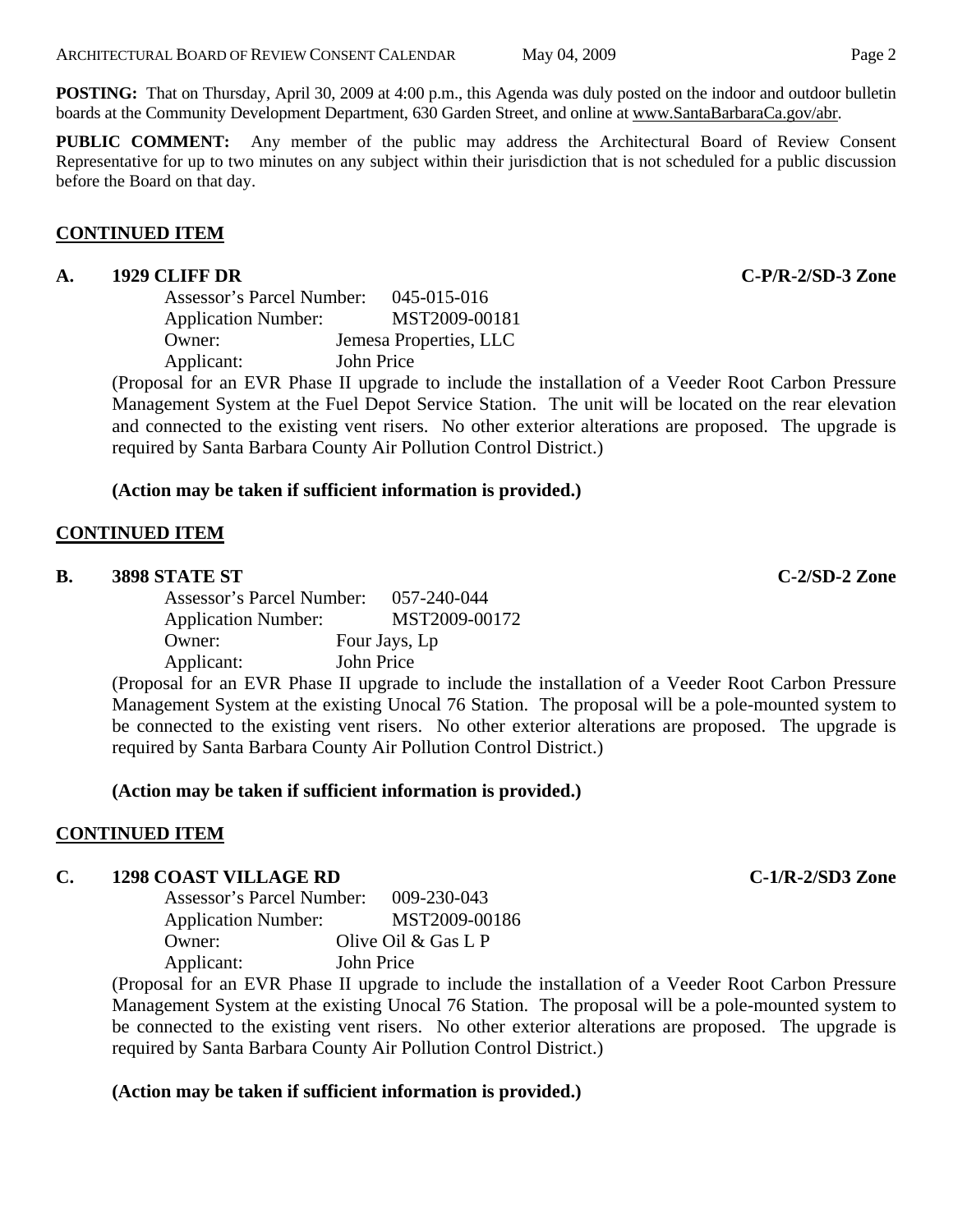**POSTING:** That on Thursday, April 30, 2009 at 4:00 p.m., this Agenda was duly posted on the indoor and outdoor bulletin boards at the Community Development Department, 630 Garden Street, and online at www.SantaBarbaraCa.gov/abr.

**PUBLIC COMMENT:** Any member of the public may address the Architectural Board of Review Consent Representative for up to two minutes on any subject within their jurisdiction that is not scheduled for a public discussion before the Board on that day.

## CONTINUED ITEM

### A. 1929 CLIFF DR — C-P/R-2/SD-3 Zone

Assessor's Parcel Number: 045-015-016
Application Number: MST2009-00181
Owner: Jemesa Properties, LLC
Applicant: John Price

(Proposal for an EVR Phase II upgrade to include the installation of a Veeder Root Carbon Pressure Management System at the Fuel Depot Service Station. The unit will be located on the rear elevation and connected to the existing vent risers. No other exterior alterations are proposed. The upgrade is required by Santa Barbara County Air Pollution Control District.)

**(Action may be taken if sufficient information is provided.)**

## CONTINUED ITEM

### B. 3898 STATE ST — C-2/SD-2 Zone

Assessor's Parcel Number: 057-240-044
Application Number: MST2009-00172
Owner: Four Jays, Lp
Applicant: John Price

(Proposal for an EVR Phase II upgrade to include the installation of a Veeder Root Carbon Pressure Management System at the existing Unocal 76 Station. The proposal will be a pole-mounted system to be connected to the existing vent risers. No other exterior alterations are proposed. The upgrade is required by Santa Barbara County Air Pollution Control District.)

**(Action may be taken if sufficient information is provided.)**

## CONTINUED ITEM

### C. 1298 COAST VILLAGE RD — C-1/R-2/SD3 Zone

Assessor's Parcel Number: 009-230-043
Application Number: MST2009-00186
Owner: Olive Oil & Gas L P
Applicant: John Price

(Proposal for an EVR Phase II upgrade to include the installation of a Veeder Root Carbon Pressure Management System at the existing Unocal 76 Station. The proposal will be a pole-mounted system to be connected to the existing vent risers. No other exterior alterations are proposed. The upgrade is required by Santa Barbara County Air Pollution Control District.)

**(Action may be taken if sufficient information is provided.)**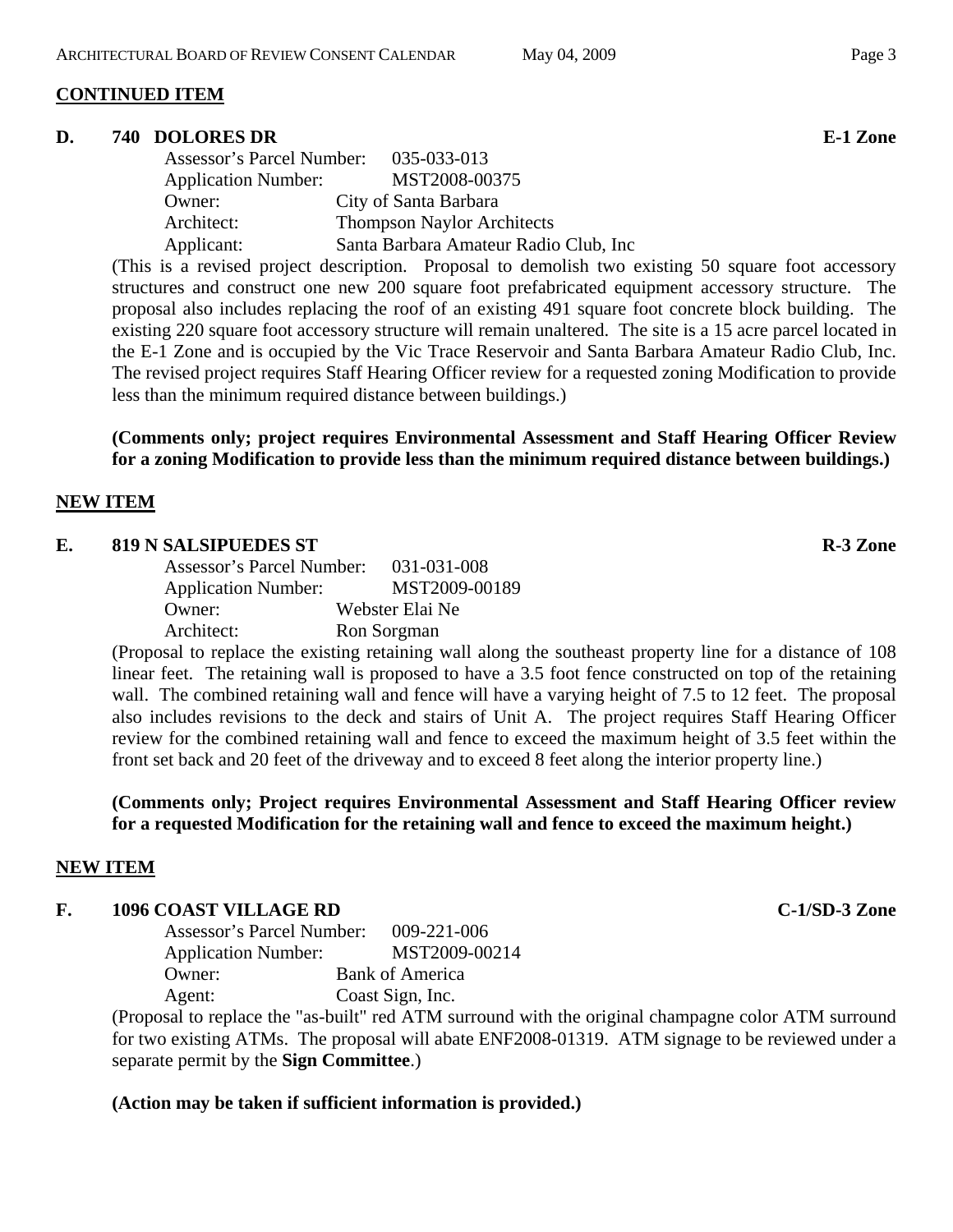**CONTINUED ITEM**

**D. 740 DOLORES DR** **E-1 Zone**

Assessor's Parcel Number: 035-033-013
Application Number: MST2008-00375
Owner: City of Santa Barbara
Architect: Thompson Naylor Architects
Applicant: Santa Barbara Amateur Radio Club, Inc

(This is a revised project description. Proposal to demolish two existing 50 square foot accessory structures and construct one new 200 square foot prefabricated equipment accessory structure. The proposal also includes replacing the roof of an existing 491 square foot concrete block building. The existing 220 square foot accessory structure will remain unaltered. The site is a 15 acre parcel located in the E-1 Zone and is occupied by the Vic Trace Reservoir and Santa Barbara Amateur Radio Club, Inc. The revised project requires Staff Hearing Officer review for a requested zoning Modification to provide less than the minimum required distance between buildings.)

**(Comments only; project requires Environmental Assessment and Staff Hearing Officer Review for a zoning Modification to provide less than the minimum required distance between buildings.)**

**NEW ITEM**

**E. 819 N SALSIPUEDES ST** **R-3 Zone**

Assessor's Parcel Number: 031-031-008
Application Number: MST2009-00189
Owner: Webster Elai Ne
Architect: Ron Sorgman

(Proposal to replace the existing retaining wall along the southeast property line for a distance of 108 linear feet. The retaining wall is proposed to have a 3.5 foot fence constructed on top of the retaining wall. The combined retaining wall and fence will have a varying height of 7.5 to 12 feet. The proposal also includes revisions to the deck and stairs of Unit A. The project requires Staff Hearing Officer review for the combined retaining wall and fence to exceed the maximum height of 3.5 feet within the front set back and 20 feet of the driveway and to exceed 8 feet along the interior property line.)

**(Comments only; Project requires Environmental Assessment and Staff Hearing Officer review for a requested Modification for the retaining wall and fence to exceed the maximum height.)**

**NEW ITEM**

**F. 1096 COAST VILLAGE RD** **C-1/SD-3 Zone**

Assessor's Parcel Number: 009-221-006
Application Number: MST2009-00214
Owner: Bank of America
Agent: Coast Sign, Inc.

(Proposal to replace the "as-built" red ATM surround with the original champagne color ATM surround for two existing ATMs. The proposal will abate ENF2008-01319. ATM signage to be reviewed under a separate permit by the **Sign Committee**.)

**(Action may be taken if sufficient information is provided.)**